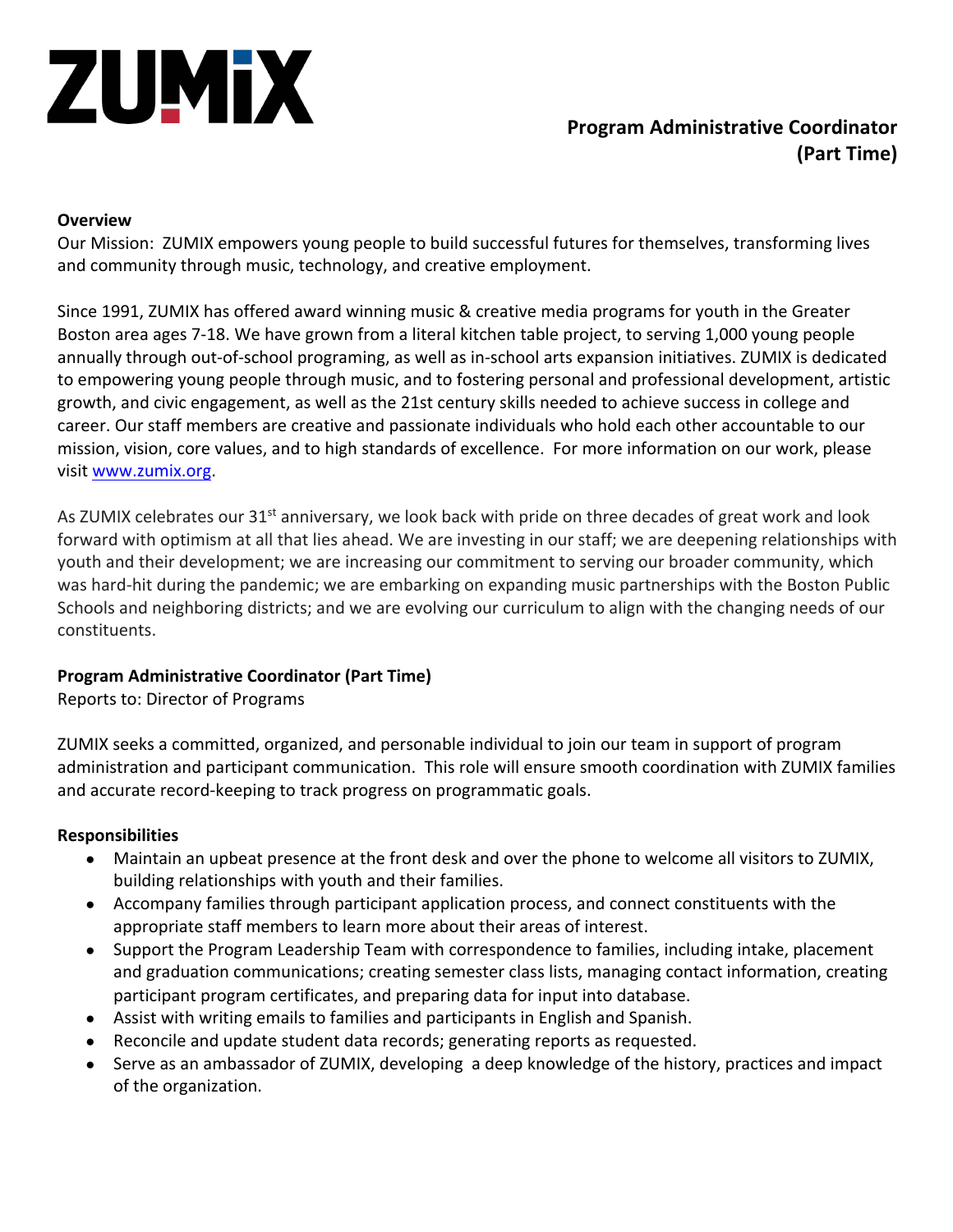ZUMIX

# Program Administrative Coordinator (Part Time)

**Overview**

Our Mission: ZUMIX empowers young people to build successful futures for themselves, transforming lives and community through music, technology, and creative employment.

Since 1991, ZUMIX has offered award winning music & creative media programs for youth in the Greater Boston area ages 7-18. We have grown from a literal kitchen table project, to serving 1,000 young people annually through out-of-school programing, as well as in-school arts expansion initiatives. ZUMIX is dedicated to empowering young people through music, and to fostering personal and professional development, artistic growth, and civic engagement, as well as the 21st century skills needed to achieve success in college and career. Our staff members are creative and passionate individuals who hold each other accountable to our mission, vision, core values, and to high standards of excellence. For more information on our work, please visit www.zumix.org.

As ZUMIX celebrates our 31st anniversary, we look back with pride on three decades of great work and look forward with optimism at all that lies ahead. We are investing in our staff; we are deepening relationships with youth and their development; we are increasing our commitment to serving our broader community, which was hard-hit during the pandemic; we are embarking on expanding music partnerships with the Boston Public Schools and neighboring districts; and we are evolving our curriculum to align with the changing needs of our constituents.

**Program Administrative Coordinator (Part Time)**

Reports to: Director of Programs

ZUMIX seeks a committed, organized, and personable individual to join our team in support of program administration and participant communication. This role will ensure smooth coordination with ZUMIX families and accurate record-keeping to track progress on programmatic goals.

**Responsibilities**

- Maintain an upbeat presence at the front desk and over the phone to welcome all visitors to ZUMIX, building relationships with youth and their families.
- Accompany families through participant application process, and connect constituents with the appropriate staff members to learn more about their areas of interest.
- Support the Program Leadership Team with correspondence to families, including intake, placement and graduation communications; creating semester class lists, managing contact information, creating participant program certificates, and preparing data for input into database.
- Assist with writing emails to families and participants in English and Spanish.
- Reconcile and update student data records; generating reports as requested.
- Serve as an ambassador of ZUMIX, developing a deep knowledge of the history, practices and impact of the organization.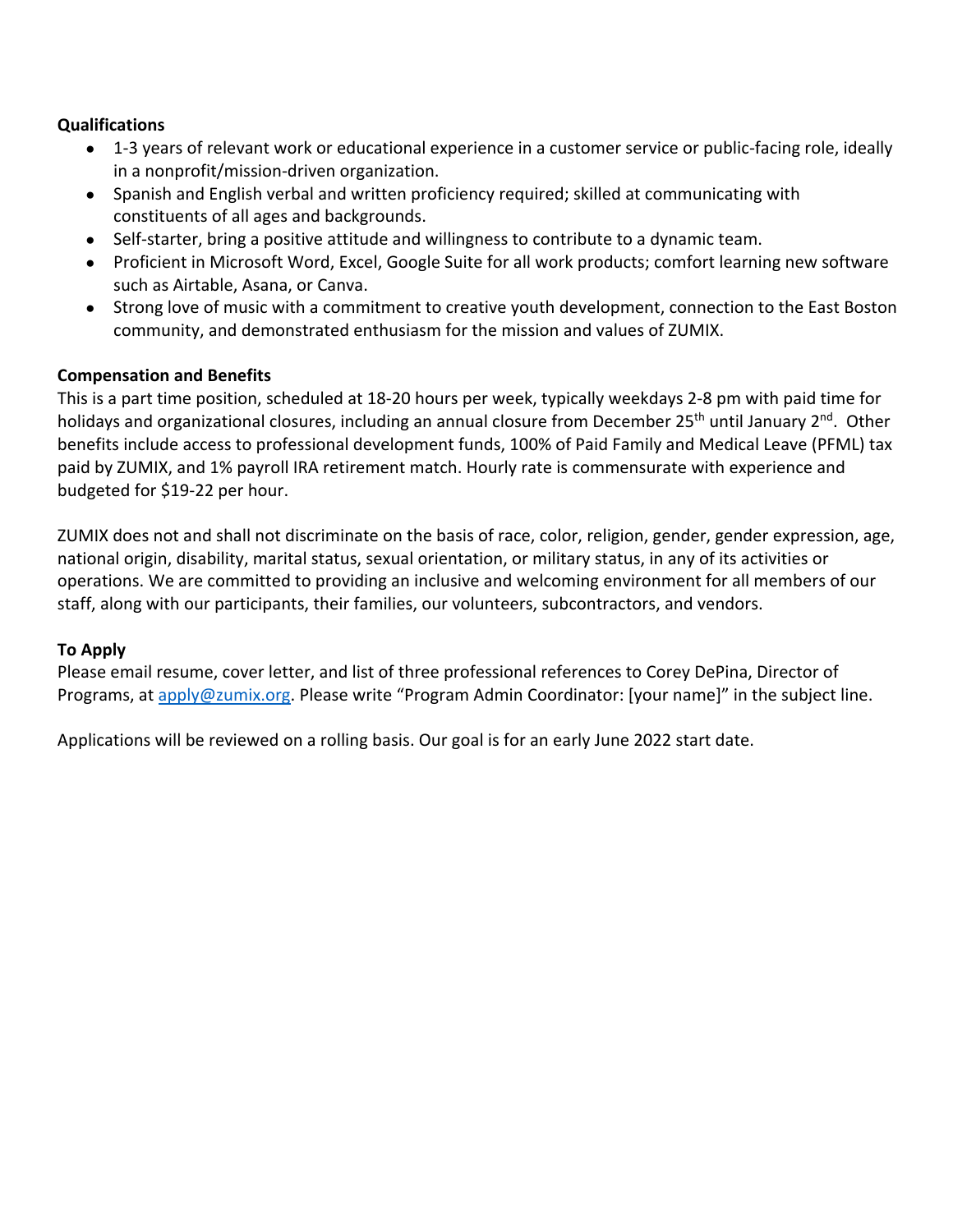**Qualifications**

- 1-3 years of relevant work or educational experience in a customer service or public-facing role, ideally in a nonprofit/mission-driven organization.
- Spanish and English verbal and written proficiency required; skilled at communicating with constituents of all ages and backgrounds.
- Self-starter, bring a positive attitude and willingness to contribute to a dynamic team.
- Proficient in Microsoft Word, Excel, Google Suite for all work products; comfort learning new software such as Airtable, Asana, or Canva.
- Strong love of music with a commitment to creative youth development, connection to the East Boston community, and demonstrated enthusiasm for the mission and values of ZUMIX.

**Compensation and Benefits**

This is a part time position, scheduled at 18-20 hours per week, typically weekdays 2-8 pm with paid time for holidays and organizational closures, including an annual closure from December 25th until January 2nd. Other benefits include access to professional development funds, 100% of Paid Family and Medical Leave (PFML) tax paid by ZUMIX, and 1% payroll IRA retirement match. Hourly rate is commensurate with experience and budgeted for $19-22 per hour.

ZUMIX does not and shall not discriminate on the basis of race, color, religion, gender, gender expression, age, national origin, disability, marital status, sexual orientation, or military status, in any of its activities or operations. We are committed to providing an inclusive and welcoming environment for all members of our staff, along with our participants, their families, our volunteers, subcontractors, and vendors.

**To Apply**

Please email resume, cover letter, and list of three professional references to Corey DePina, Director of Programs, at [apply@zumix.org](mailto:apply@zumix.org). Please write "Program Admin Coordinator: [your name]" in the subject line.

Applications will be reviewed on a rolling basis. Our goal is for an early June 2022 start date.